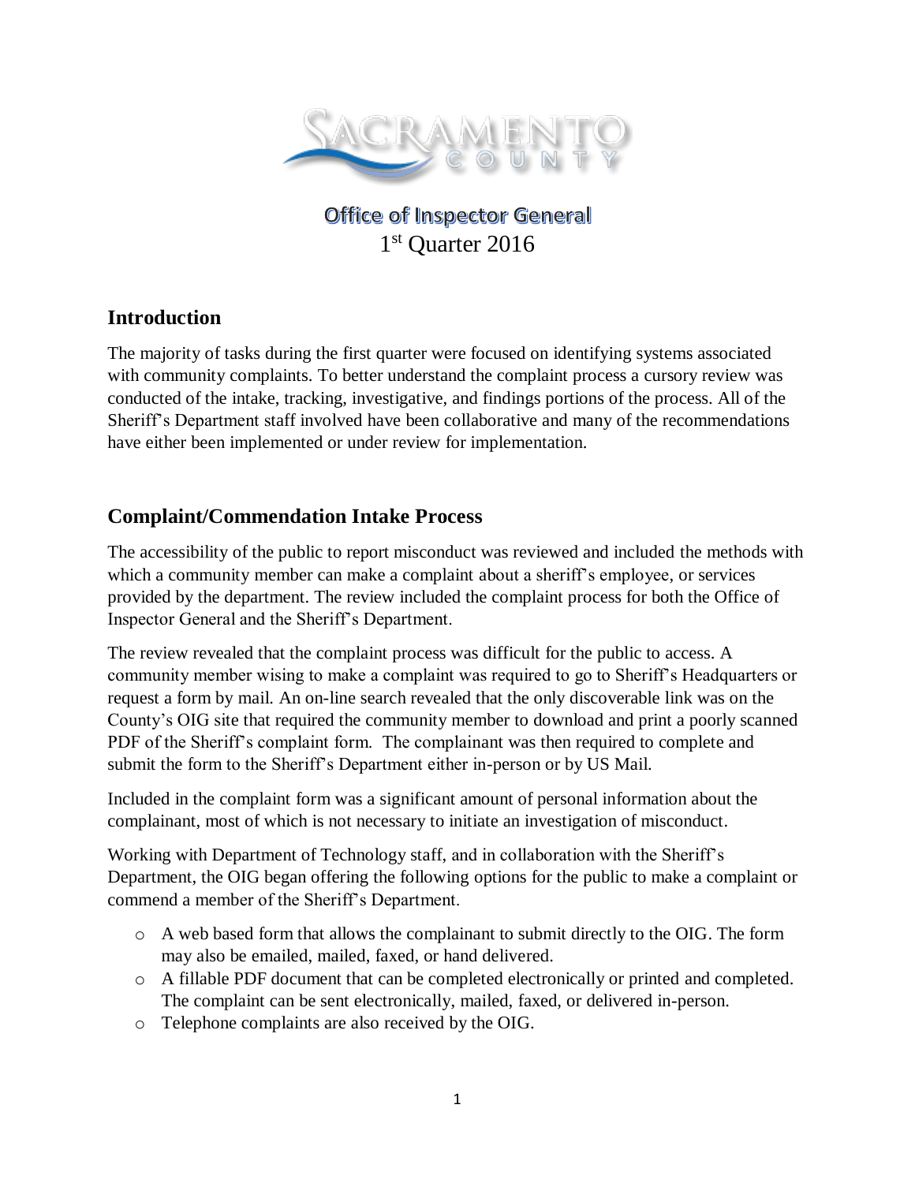# Office of Inspector General

1st Quarter 2016

## Introduction

The majority of tasks during the first quarter were focused on identifying systems associated with community complaints. To better understand the complaint process a cursory review was conducted of the intake, tracking, investigative, and findings portions of the process. All of the Sheriff's Department staff involved have been collaborative and many of the recommendations have either been implemented or under review for implementation.

## Complaint/Commendation Intake Process

The accessibility of the public to report misconduct was reviewed and included the methods with which a community member can make a complaint about a sheriff's employee, or services provided by the department. The review included the complaint process for both the Office of Inspector General and the Sheriff's Department.

The review revealed that the complaint process was difficult for the public to access. A community member wising to make a complaint was required to go to Sheriff's Headquarters or request a form by mail. An on-line search revealed that the only discoverable link was on the County's OIG site that required the community member to download and print a poorly scanned PDF of the Sheriff's complaint form. The complainant was then required to complete and submit the form to the Sheriff's Department either in-person or by US Mail.

Included in the complaint form was a significant amount of personal information about the complainant, most of which is not necessary to initiate an investigation of misconduct.

Working with Department of Technology staff, and in collaboration with the Sheriff's Department, the OIG began offering the following options for the public to make a complaint or commend a member of the Sheriff's Department.

- A web based form that allows the complainant to submit directly to the OIG. The form may also be emailed, mailed, faxed, or hand delivered.
- A fillable PDF document that can be completed electronically or printed and completed. The complaint can be sent electronically, mailed, faxed, or delivered in-person.
- Telephone complaints are also received by the OIG.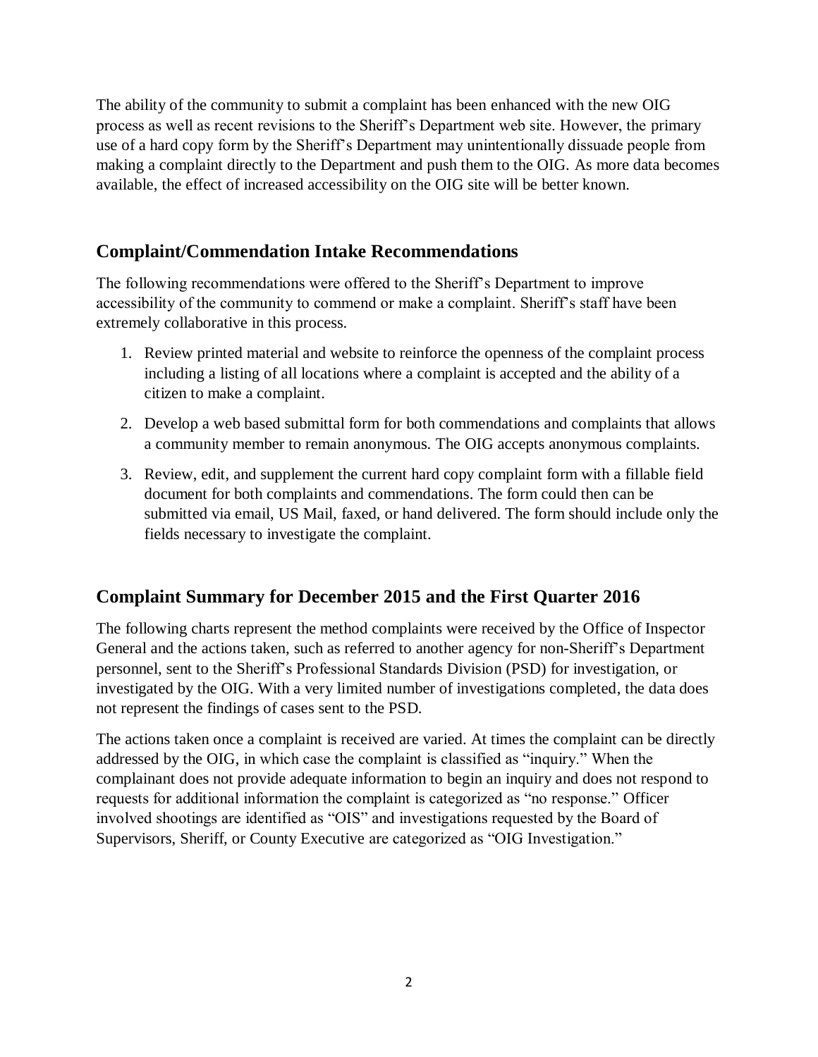The ability of the community to submit a complaint has been enhanced with the new OIG process as well as recent revisions to the Sheriff's Department web site. However, the primary use of a hard copy form by the Sheriff's Department may unintentionally dissuade people from making a complaint directly to the Department and push them to the OIG. As more data becomes available, the effect of increased accessibility on the OIG site will be better known.

## Complaint/Commendation Intake Recommendations

The following recommendations were offered to the Sheriff's Department to improve accessibility of the community to commend or make a complaint. Sheriff's staff have been extremely collaborative in this process.

1. Review printed material and website to reinforce the openness of the complaint process including a listing of all locations where a complaint is accepted and the ability of a citizen to make a complaint.
2. Develop a web based submittal form for both commendations and complaints that allows a community member to remain anonymous. The OIG accepts anonymous complaints.
3. Review, edit, and supplement the current hard copy complaint form with a fillable field document for both complaints and commendations. The form could then can be submitted via email, US Mail, faxed, or hand delivered. The form should include only the fields necessary to investigate the complaint.

## Complaint Summary for December 2015 and the First Quarter 2016

The following charts represent the method complaints were received by the Office of Inspector General and the actions taken, such as referred to another agency for non-Sheriff's Department personnel, sent to the Sheriff's Professional Standards Division (PSD) for investigation, or investigated by the OIG. With a very limited number of investigations completed, the data does not represent the findings of cases sent to the PSD.

The actions taken once a complaint is received are varied. At times the complaint can be directly addressed by the OIG, in which case the complaint is classified as "inquiry." When the complainant does not provide adequate information to begin an inquiry and does not respond to requests for additional information the complaint is categorized as "no response." Officer involved shootings are identified as "OIS" and investigations requested by the Board of Supervisors, Sheriff, or County Executive are categorized as "OIG Investigation."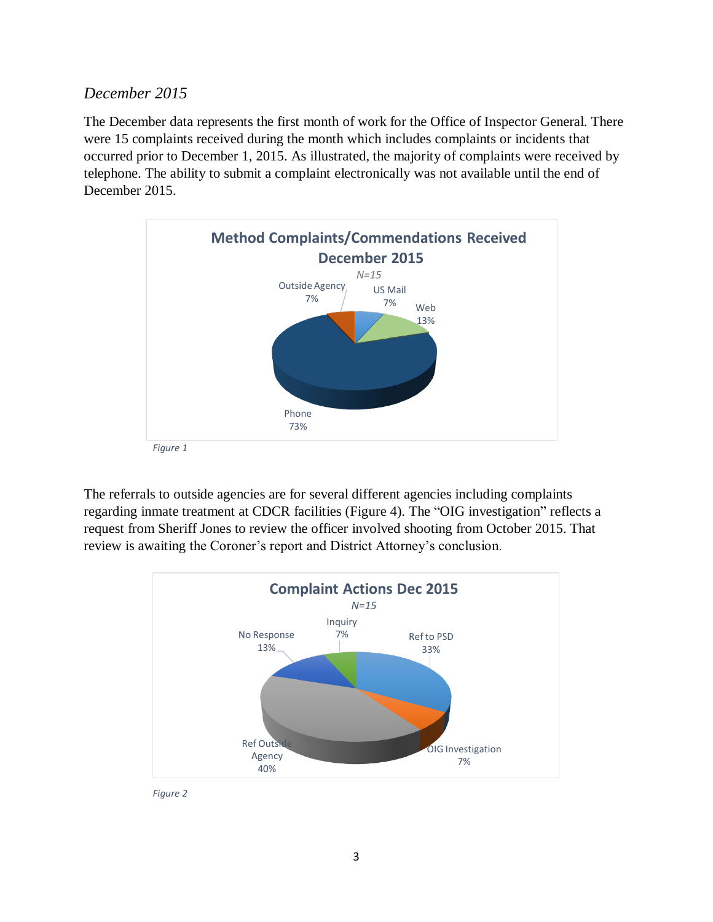*December 2015*

The December data represents the first month of work for the Office of Inspector General. There were 15 complaints received during the month which includes complaints or incidents that occurred prior to December 1, 2015. As illustrated, the majority of complaints were received by telephone. The ability to submit a complaint electronically was not available until the end of December 2015.

**Method Complaints/Commendations Received December 2015**

*N=15*

| Method | Percent |
|---|---|
| Outside Agency | 7% |
| US Mail | 7% |
| Web | 13% |
| Phone | 73% |

*Figure 1*

The referrals to outside agencies are for several different agencies including complaints regarding inmate treatment at CDCR facilities (Figure 4). The "OIG investigation" reflects a request from Sheriff Jones to review the officer involved shooting from October 2015. That review is awaiting the Coroner's report and District Attorney's conclusion.

**Complaint Actions Dec 2015**

*N=15*

| Action | Percent |
|---|---|
| Inquiry | 7% |
| Ref to PSD | 33% |
| OIG Investigation | 7% |
| Ref Outside Agency | 40% |
| No Response | 13% |

*Figure 2*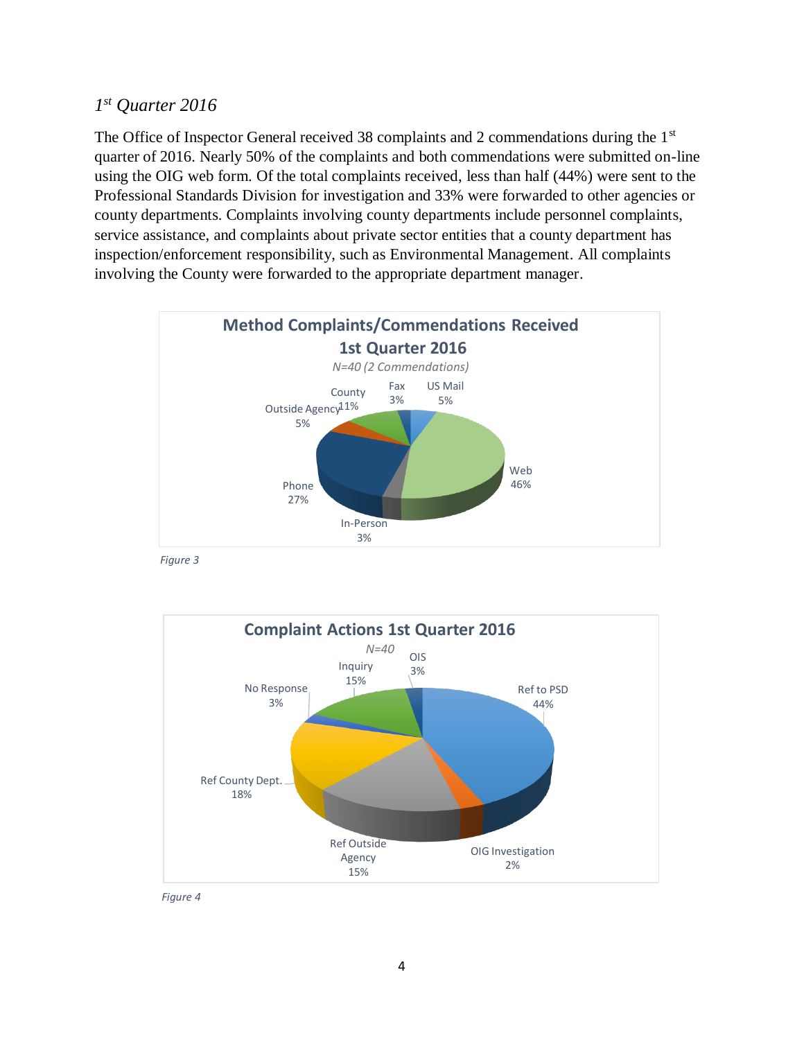### *1st Quarter 2016*

The Office of Inspector General received 38 complaints and 2 commendations during the 1st quarter of 2016. Nearly 50% of the complaints and both commendations were submitted on-line using the OIG web form. Of the total complaints received, less than half (44%) were sent to the Professional Standards Division for investigation and 33% were forwarded to other agencies or county departments. Complaints involving county departments include personnel complaints, service assistance, and complaints about private sector entities that a county department has inspection/enforcement responsibility, such as Environmental Management. All complaints involving the County were forwarded to the appropriate department manager.

**Method Complaints/Commendations Received 1st Quarter 2016**

*N=40 (2 Commendations)*

| Method | Percent |
|---|---|
| US Mail | 5% |
| Web | 46% |
| In-Person | 3% |
| Phone | 27% |
| Outside Agency | 5% |
| County | 11% |
| Fax | 3% |

*Figure 3*

**Complaint Actions 1st Quarter 2016**

*N=40*

| Action | Percent |
|---|---|
| Ref to PSD | 44% |
| OIG Investigation | 2% |
| Ref Outside Agency | 15% |
| Ref County Dept. | 18% |
| No Response | 3% |
| Inquiry | 15% |
| OIS | 3% |

*Figure 4*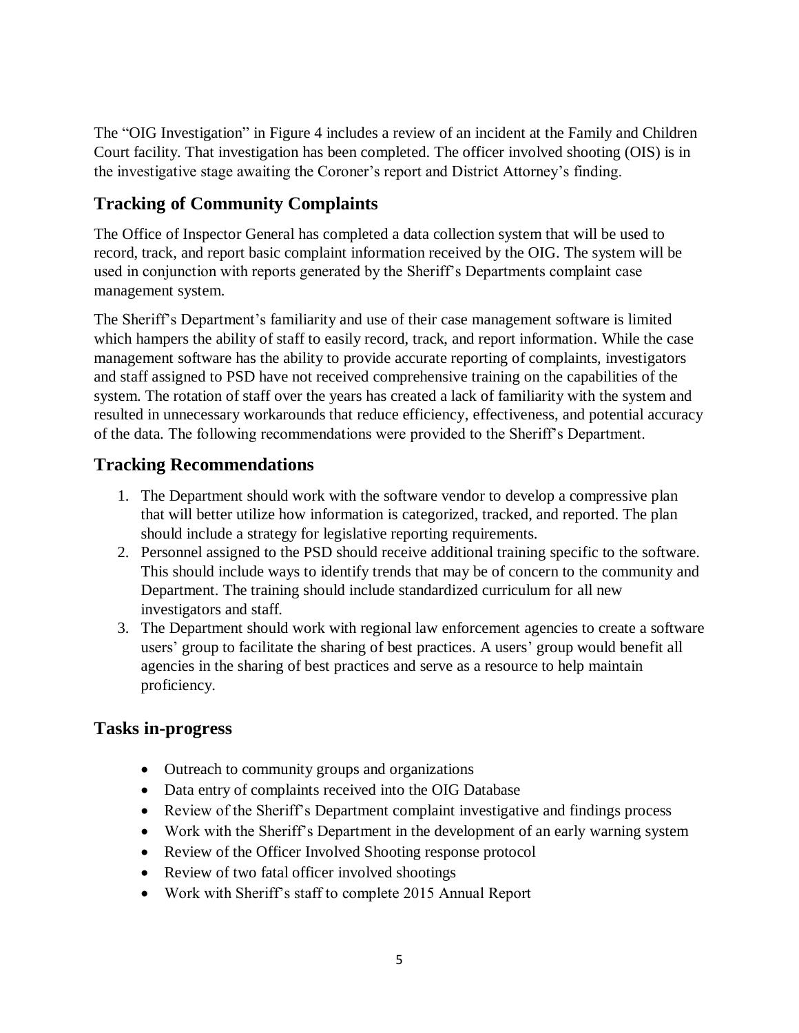The "OIG Investigation" in Figure 4 includes a review of an incident at the Family and Children Court facility. That investigation has been completed. The officer involved shooting (OIS) is in the investigative stage awaiting the Coroner's report and District Attorney's finding.

## Tracking of Community Complaints

The Office of Inspector General has completed a data collection system that will be used to record, track, and report basic complaint information received by the OIG. The system will be used in conjunction with reports generated by the Sheriff's Departments complaint case management system.

The Sheriff's Department's familiarity and use of their case management software is limited which hampers the ability of staff to easily record, track, and report information. While the case management software has the ability to provide accurate reporting of complaints, investigators and staff assigned to PSD have not received comprehensive training on the capabilities of the system. The rotation of staff over the years has created a lack of familiarity with the system and resulted in unnecessary workarounds that reduce efficiency, effectiveness, and potential accuracy of the data. The following recommendations were provided to the Sheriff's Department.

## Tracking Recommendations

1. The Department should work with the software vendor to develop a compressive plan that will better utilize how information is categorized, tracked, and reported. The plan should include a strategy for legislative reporting requirements.
2. Personnel assigned to the PSD should receive additional training specific to the software. This should include ways to identify trends that may be of concern to the community and Department. The training should include standardized curriculum for all new investigators and staff.
3. The Department should work with regional law enforcement agencies to create a software users' group to facilitate the sharing of best practices. A users' group would benefit all agencies in the sharing of best practices and serve as a resource to help maintain proficiency.

## Tasks in-progress

- Outreach to community groups and organizations
- Data entry of complaints received into the OIG Database
- Review of the Sheriff's Department complaint investigative and findings process
- Work with the Sheriff's Department in the development of an early warning system
- Review of the Officer Involved Shooting response protocol
- Review of two fatal officer involved shootings
- Work with Sheriff's staff to complete 2015 Annual Report